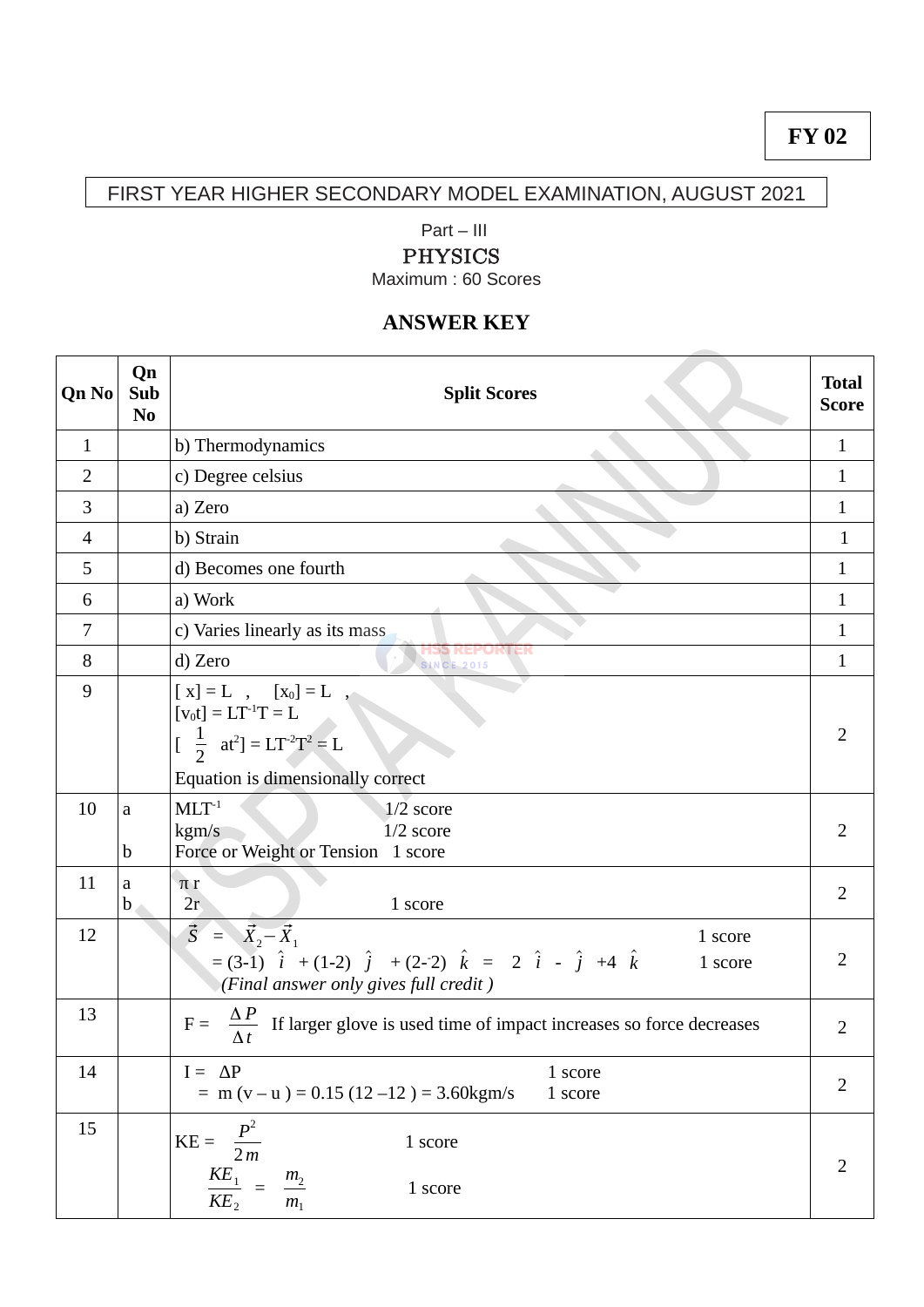FY 02

FIRST YEAR HIGHER SECONDARY MODEL EXAMINATION, AUGUST 2021

Part – III

PHYSICS

Maximum : 60 Scores

## ANSWER KEY

| Qn No | Qn Sub No | Split Scores | Total Score |
|---|---|---|---|
| 1 | | b) Thermodynamics | 1 |
| 2 | | c) Degree celsius | 1 |
| 3 | | a) Zero | 1 |
| 4 | | b) Strain | 1 |
| 5 | | d) Becomes one fourth | 1 |
| 6 | | a) Work | 1 |
| 7 | | c) Varies linearly as its mass | 1 |
| 8 | | d) Zero | 1 |
| 9 | | $[x] = L$ , $[x_0] = L$ ,<br>$[v_0 t] = LT^{-1}T = L$<br>$[\frac{1}{2} at^2] = LT^{-2}T^2 = L$<br>Equation is dimensionally correct | 2 |
| 10 | a<br><br>b | $MLT^{-1}$ 1/2 score<br>kgm/s 1/2 score<br>Force or Weight or Tension 1 score | 2 |
| 11 | a<br>b | $\pi r$<br>$2r$ 1 score | 2 |
| 12 | | $\vec{S} = \vec{X}_2 - \vec{X}_1$ 1 score<br>$= (3-1)\ \hat{i} + (1-2)\ \hat{j} + (2-^-2)\ \hat{k} = 2\ \hat{i} - \hat{j} + 4\ \hat{k}$ 1 score<br>*(Final answer only gives full credit )* | 2 |
| 13 | | $F = \frac{\Delta P}{\Delta t}$ If larger glove is used time of impact increases so force decreases | 2 |
| 14 | | $I = \Delta P$ 1 score<br>$= m (v – u ) = 0.15 (12 –12 ) = 3.60$kgm/s 1 score | 2 |
| 15 | | $KE = \frac{P^2}{2m}$ 1 score<br>$\frac{KE_1}{KE_2} = \frac{m_2}{m_1}$ 1 score | 2 |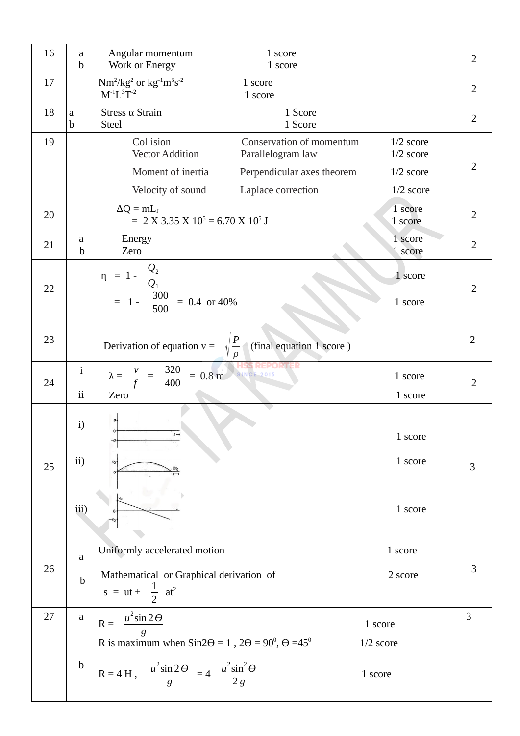| | | | |
|---|---|---|---|
| 16 | a<br>b | Angular momentum — 1 score<br>Work or Energy — 1 score | 2 |
| 17 | | $Nm^2/kg^2$ or $kg^{-1}m^3s^{-2}$ — 1 score<br>$M^{-1}L^3T^{-2}$ — 1 score | 2 |
| 18 | a<br>b | Stress α Strain — 1 Score<br>Steel — 1 Score | 2 |
| 19 | | Collision — Conservation of momentum — 1/2 score<br>Vector Addition — Parallelogram law — 1/2 score<br>Moment of inertia — Perpendicular axes theorem — 1/2 score<br>Velocity of sound — Laplace correction — 1/2 score | 2 |
| 20 | | $\Delta Q = mL_f$ — 1 score<br>$= 2 \times 3.35 \times 10^5 = 6.70 \times 10^5$ J — 1 score | 2 |
| 21 | a<br>b | Energy — 1 score<br>Zero — 1 score | 2 |
| 22 | | $\eta = 1 - \frac{Q_2}{Q_1}$ — 1 score<br>$= 1 - \frac{300}{500} = 0.4$ or 40% — 1 score | 2 |
| 23 | | Derivation of equation $v = \sqrt{\frac{P}{\rho}}$ (final equation 1 score ) | 2 |
| 24 | i<br>ii | $\lambda = \frac{v}{f} = \frac{320}{400} = 0.8$ m — 1 score<br>Zero — 1 score | 2 |
| 25 | i)<br>ii)<br>iii) | (graph) — 1 score<br>(graph) — 1 score<br>(graph) — 1 score | 3 |
| 26 | a<br>b | Uniformly accelerated motion — 1 score<br>Mathematical or Graphical derivation of $s = ut + \frac{1}{2} at^2$ — 2 score | 3 |
| 27 | a<br>b | $R = \frac{u^2 \sin 2\Theta}{g}$ — 1 score<br>R is maximum when $\sin 2\Theta = 1$, $2\Theta = 90^0$, $\Theta = 45^0$ — 1/2 score<br>$R = 4H$, $\frac{u^2 \sin 2\Theta}{g} = 4 \frac{u^2 \sin^2 \Theta}{2g}$ — 1 score | 3 |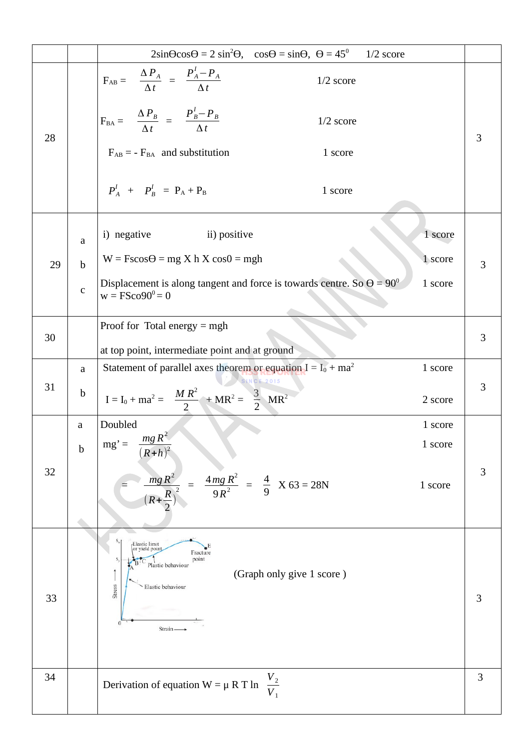| | | | |
|---|---|---|---|
| | | $2\sin\Theta\cos\Theta = 2\sin^2\Theta$, $\cos\Theta = \sin\Theta$, $\Theta = 45^0$ 1/2 score | |
| 28 | | $F_{AB} = \dfrac{\Delta P_A}{\Delta t} = \dfrac{P_A^I - P_A}{\Delta t}$ 1/2 score<br><br>$F_{BA} = \dfrac{\Delta P_B}{\Delta t} = \dfrac{P_B^I - P_B}{\Delta t}$ 1/2 score<br><br>$F_{AB} = - F_{BA}$ and substitution 1 score<br><br>$P_A^I + P_B^I = P_A + P_B$ 1 score | 3 |
| 29 | a<br>b<br>c | i) negative ii) positive 1 score<br>$W = F s\cos\Theta = mg \times h \times \cos 0 = mgh$ 1 score<br>Displacement is along tangent and force is towards centre. So $\Theta = 90^0$ 1 score<br>$w = FSco90^0 = 0$ | 3 |
| 30 | | Proof for Total energy = mgh<br><br>at top point, intermediate point and at ground | 3 |
| 31 | a<br>b | Statement of parallel axes theorem or equation $I = I_0 + ma^2$ 1 score<br>$I = I_0 + ma^2 = \dfrac{MR^2}{2} + MR^2 = \dfrac{3}{2}MR^2$ 2 score | 3 |
| 32 | a<br>b | Doubled 1 score<br>$mg' = \dfrac{mgR^2}{(R+h)^2}$ 1 score<br>$= \dfrac{mgR^2}{(R+\frac{R}{2})^2} = \dfrac{4mgR^2}{9R^2} = \dfrac{4}{9} \times 63 = 28N$ 1 score | 3 |
| 33 | | Stress–strain graph (Elastic limit or yield point, Fracture point, Plastic behaviour, Elastic behaviour; Stress vs Strain) (Graph only give 1 score ) | 3 |
| 34 | | Derivation of equation $W = \mu R T \ln \dfrac{V_2}{V_1}$ | 3 |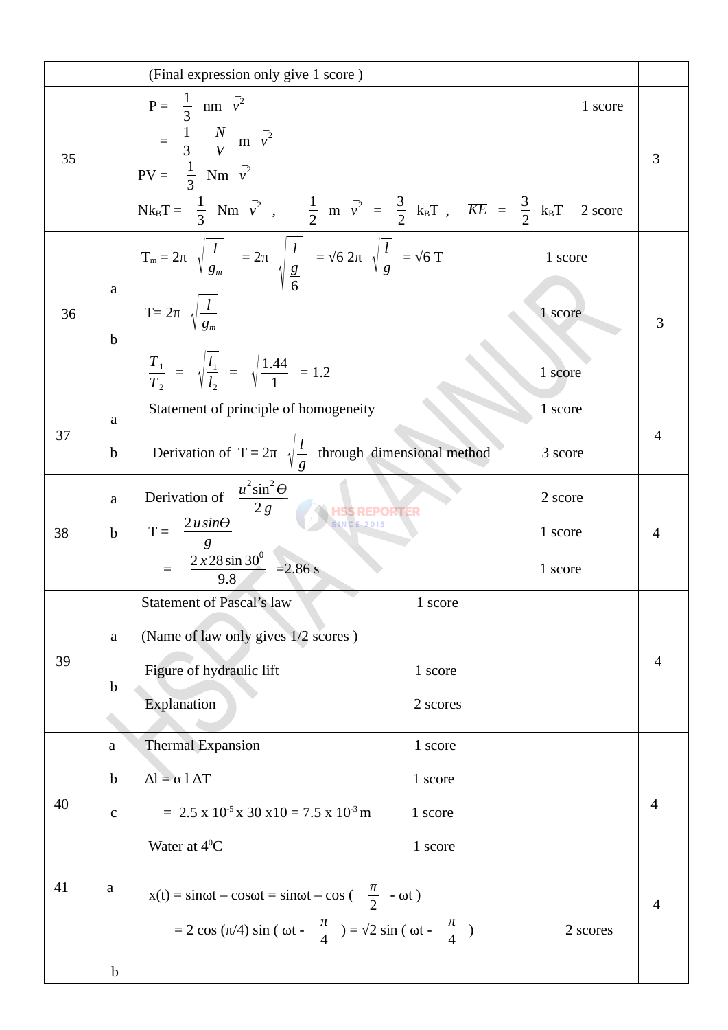| | | | |
|---|---|---|---|
| | | (Final expression only give 1 score ) | |
| 35 | | $P = \frac{1}{3}$ nm $\bar{v}^2$ 1 score<br>$= \frac{1}{3}\ \frac{N}{V}$ m $\bar{v}^2$<br>PV = $\frac{1}{3}$ Nm $\bar{v}^2$<br>$Nk_BT = \frac{1}{3}$ Nm $\bar{v}^2$ , $\frac{1}{2}$ m $\bar{v}^2 = \frac{3}{2}\ k_BT$ , $\overline{KE} = \frac{3}{2}\ k_BT$ 2 score | 3 |
| 36 | a<br><br>b | $T_m = 2\pi\sqrt{\frac{l}{g_m}} = 2\pi\sqrt{\frac{l}{\frac{g}{6}}} = \sqrt{6}\ 2\pi\sqrt{\frac{l}{g}} = \sqrt{6}\ T$ 1 score<br>$T = 2\pi\sqrt{\frac{l}{g_m}}$ 1 score<br>$\frac{T_1}{T_2} = \sqrt{\frac{l_1}{l_2}} = \sqrt{\frac{1.44}{1}} = 1.2$ 1 score | 3 |
| 37 | a<br><br>b | Statement of principle of homogeneity 1 score<br>Derivation of $T = 2\pi\sqrt{\frac{l}{g}}$ through dimensional method 3 score | 4 |
| 38 | a<br><br>b | Derivation of $\frac{u^2\sin^2\Theta}{2g}$ 2 score<br>$T = \frac{2u\sin\Theta}{g}$ 1 score<br>$= \frac{2 \times 28 \sin 30^0}{9.8} = 2.86$ s 1 score | 4 |
| 39 | a<br><br>b | Statement of Pascal's law 1 score<br>(Name of law only gives 1/2 scores )<br>Figure of hydraulic lift 1 score<br>Explanation 2 scores | 4 |
| 40 | a<br>b<br>c | Thermal Expansion 1 score<br>$\Delta l = \alpha\ l\ \Delta T$ 1 score<br>$= 2.5 \times 10^{-5} \times 30 \times 10 = 7.5 \times 10^{-3}$ m 1 score<br>Water at $4^0$C 1 score | 4 |
| 41 | a<br><br>b | $x(t) = \sin\omega t - \cos\omega t = \sin\omega t - \cos\left(\frac{\pi}{2} - \omega t\right)$<br>$= 2\cos(\pi/4)\sin\left(\omega t - \frac{\pi}{4}\right) = \sqrt{2}\sin\left(\omega t - \frac{\pi}{4}\right)$ 2 scores | 4 |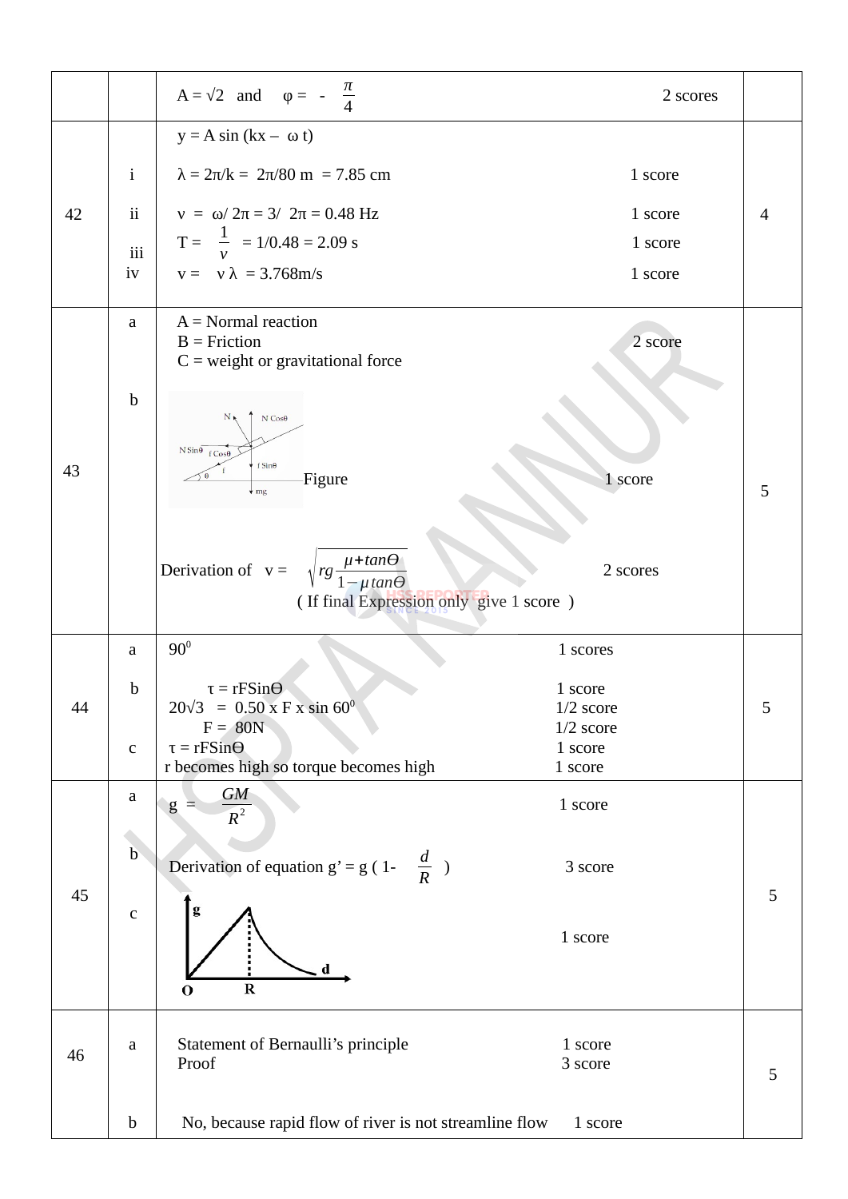| | | | |
|---|---|---|---|
| | | $A = \sqrt{2}$ and $\varphi = -\frac{\pi}{4}$ 2 scores | |
| 42 | <br>i<br>ii<br>iii<br>iv | $y = A \sin(kx - \omega t)$<br>$\lambda = 2\pi/k = 2\pi/80$ m $= 7.85$ cm 1 score<br>$\nu = \omega/2\pi = 3/2\pi = 0.48$ Hz 1 score<br>$T = \frac{1}{\nu} = 1/0.48 = 2.09$ s 1 score<br>$v = \nu\lambda = 3.768$ m/s 1 score | 4 |
| 43 | a<br><br>b | A = Normal reaction<br>B = Friction 2 score<br>C = weight or gravitational force<br><br>Figure 1 score<br><br>Derivation of $v = \sqrt{rg\frac{\mu + \tan\theta}{1 - \mu\tan\theta}}$ 2 scores<br>( If final Expression only give 1 score ) | 5 |
| 44 | a<br><br>b<br><br><br>c | $90^0$ 1 scores<br><br>$\tau = rF\sin\theta$ 1 score<br>$20\sqrt{3} = 0.50 \times F \times \sin 60^0$ 1/2 score<br>$F = 80$N 1/2 score<br>$\tau = rF\sin\theta$ 1 score<br>r becomes high so torque becomes high 1 score | 5 |
| 45 | a<br><br>b<br><br>c | $g = \frac{GM}{R^2}$ 1 score<br><br>Derivation of equation $g' = g\left(1 - \frac{d}{R}\right)$ 3 score<br><br>1 score | 5 |
| 46 | a<br><br><br>b | Statement of Bernaulli's principle 1 score<br>Proof 3 score<br><br>No, because rapid flow of river is not streamline flow 1 score | 5 |